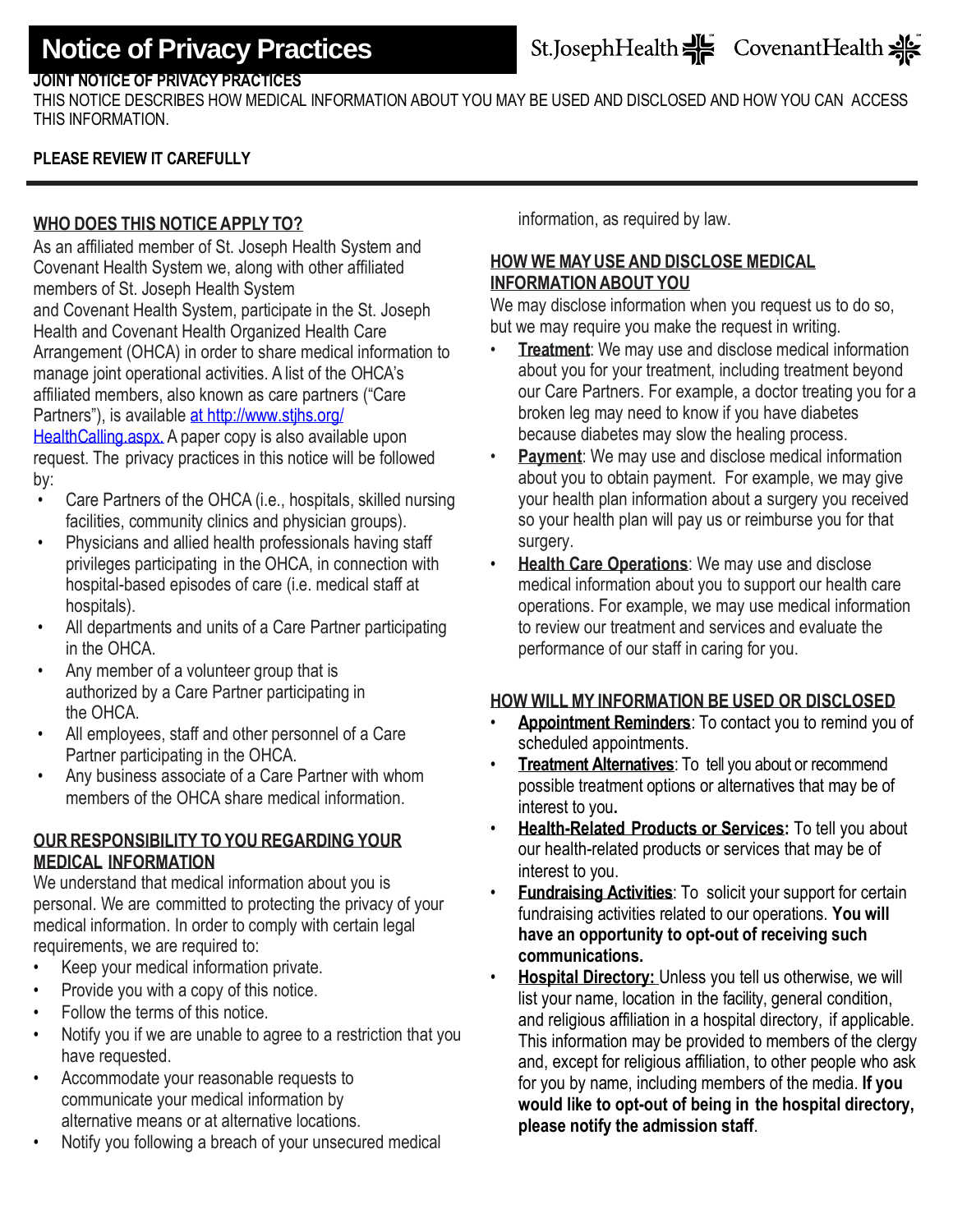# Notice of Privacy Practices

St.JosephHealth CovenantHealth

**JOINT NOTICE OF PRIVACY PRACTICES**

THIS NOTICE DESCRIBES HOW MEDICAL INFORMATION ABOUT YOU MAY BE USED AND DISCLOSED AND HOW YOU CAN ACCESS THIS INFORMATION.

**PLEASE REVIEW IT CAREFULLY**

## WHO DOES THIS NOTICE APPLY TO?

As an affiliated member of St. Joseph Health System and Covenant Health System we, along with other affiliated members of St. Joseph Health System and Covenant Health System, participate in the St. Joseph Health and Covenant Health Organized Health Care Arrangement (OHCA) in order to share medical information to manage joint operational activities. A list of the OHCA's affiliated members, also known as care partners ("Care Partners"), is available at http://www.stjhs.org/HealthCalling.aspx. A paper copy is also available upon request. The privacy practices in this notice will be followed by:

- Care Partners of the OHCA (i.e., hospitals, skilled nursing facilities, community clinics and physician groups).
- Physicians and allied health professionals having staff privileges participating in the OHCA, in connection with hospital-based episodes of care (i.e. medical staff at hospitals).
- All departments and units of a Care Partner participating in the OHCA.
- Any member of a volunteer group that is authorized by a Care Partner participating in the OHCA.
- All employees, staff and other personnel of a Care Partner participating in the OHCA.
- Any business associate of a Care Partner with whom members of the OHCA share medical information.

## OUR RESPONSIBILITY TO YOU REGARDING YOUR MEDICAL INFORMATION

We understand that medical information about you is personal. We are committed to protecting the privacy of your medical information. In order to comply with certain legal requirements, we are required to:

- Keep your medical information private.
- Provide you with a copy of this notice.
- Follow the terms of this notice.
- Notify you if we are unable to agree to a restriction that you have requested.
- Accommodate your reasonable requests to communicate your medical information by alternative means or at alternative locations.
- Notify you following a breach of your unsecured medical information, as required by law.

## HOW WE MAY USE AND DISCLOSE MEDICAL INFORMATION ABOUT YOU

We may disclose information when you request us to do so, but we may require you make the request in writing.

- **Treatment**: We may use and disclose medical information about you for your treatment, including treatment beyond our Care Partners. For example, a doctor treating you for a broken leg may need to know if you have diabetes because diabetes may slow the healing process.
- **Payment**: We may use and disclose medical information about you to obtain payment. For example, we may give your health plan information about a surgery you received so your health plan will pay us or reimburse you for that surgery.
- **Health Care Operations**: We may use and disclose medical information about you to support our health care operations. For example, we may use medical information to review our treatment and services and evaluate the performance of our staff in caring for you.

## HOW WILL MY INFORMATION BE USED OR DISCLOSED

- **Appointment Reminders**: To contact you to remind you of scheduled appointments.
- **Treatment Alternatives**: To tell you about or recommend possible treatment options or alternatives that may be of interest to you.
- **Health-Related Products or Services:** To tell you about our health-related products or services that may be of interest to you.
- **Fundraising Activities**: To solicit your support for certain fundraising activities related to our operations. **You will have an opportunity to opt-out of receiving such communications.**
- **Hospital Directory:** Unless you tell us otherwise, we will list your name, location in the facility, general condition, and religious affiliation in a hospital directory, if applicable. This information may be provided to members of the clergy and, except for religious affiliation, to other people who ask for you by name, including members of the media. **If you would like to opt-out of being in the hospital directory, please notify the admission staff**.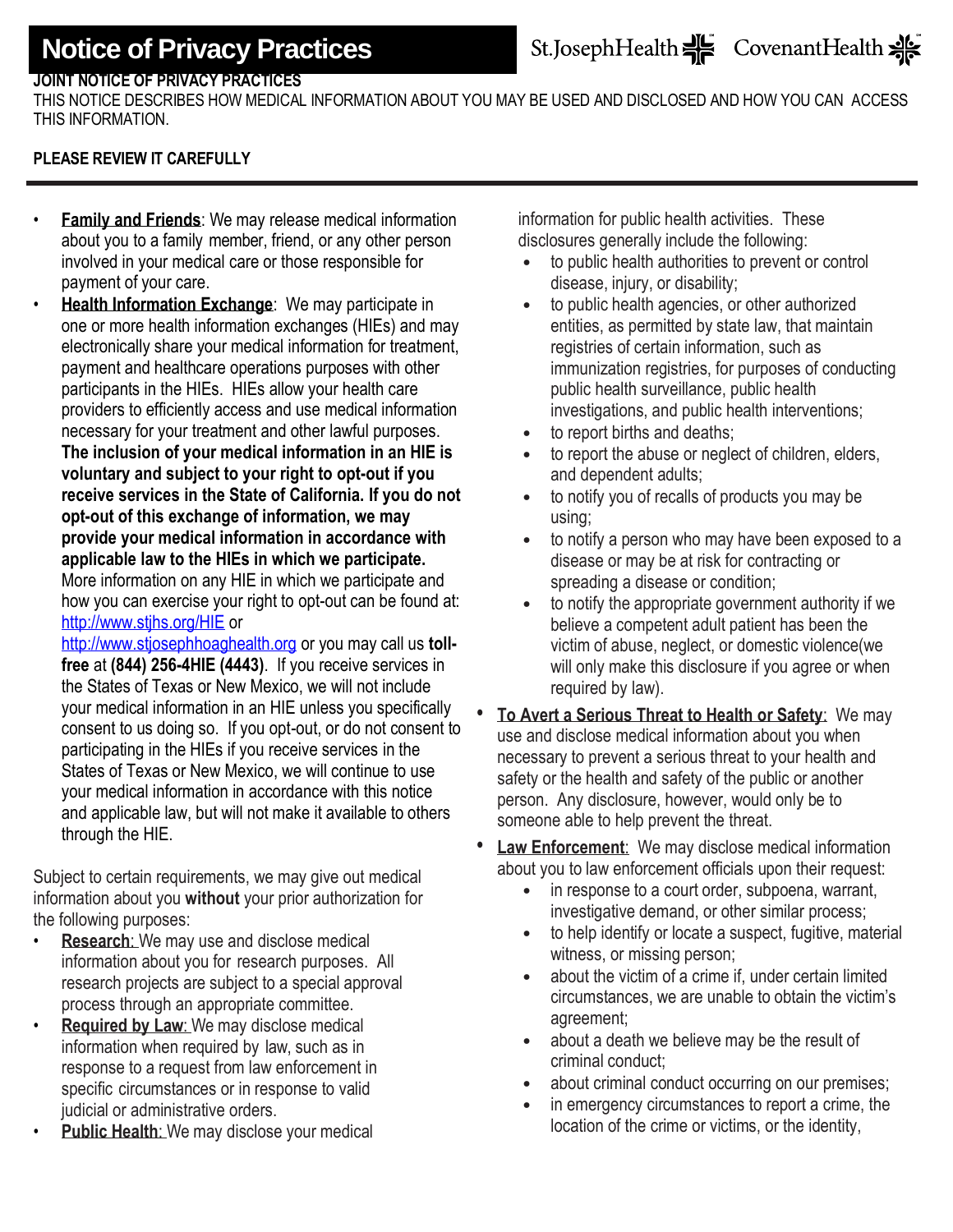# Notice of Privacy Practices

**JOINT NOTICE OF PRIVACY PRACTICES**

THIS NOTICE DESCRIBES HOW MEDICAL INFORMATION ABOUT YOU MAY BE USED AND DISCLOSED AND HOW YOU CAN ACCESS THIS INFORMATION.

**PLEASE REVIEW IT CAREFULLY**

---

- **Family and Friends**: We may release medical information about you to a family member, friend, or any other person involved in your medical care or those responsible for payment of your care.
- **Health Information Exchange**: We may participate in one or more health information exchanges (HIEs) and may electronically share your medical information for treatment, payment and healthcare operations purposes with other participants in the HIEs. HIEs allow your health care providers to efficiently access and use medical information necessary for your treatment and other lawful purposes. **The inclusion of your medical information in an HIE is voluntary and subject to your right to opt-out if you receive services in the State of California. If you do not opt-out of this exchange of information, we may provide your medical information in accordance with applicable law to the HIEs in which we participate.** More information on any HIE in which we participate and how you can exercise your right to opt-out can be found at: http://www.stjhs.org/HIE or http://www.stjosephhoaghealth.org or you may call us **toll-free** at **(844) 256-4HIE (4443)**. If you receive services in the States of Texas or New Mexico, we will not include your medical information in an HIE unless you specifically consent to us doing so. If you opt-out, or do not consent to participating in the HIEs if you receive services in the States of Texas or New Mexico, we will continue to use your medical information in accordance with this notice and applicable law, but will not make it available to others through the HIE.

Subject to certain requirements, we may give out medical information about you **without** your prior authorization for the following purposes:

- **Research**: We may use and disclose medical information about you for research purposes. All research projects are subject to a special approval process through an appropriate committee.
- **Required by Law**: We may disclose medical information when required by law, such as in response to a request from law enforcement in specific circumstances or in response to valid judicial or administrative orders.
- **Public Health**: We may disclose your medical information for public health activities. These disclosures generally include the following:
  - to public health authorities to prevent or control disease, injury, or disability;
  - to public health agencies, or other authorized entities, as permitted by state law, that maintain registries of certain information, such as immunization registries, for purposes of conducting public health surveillance, public health investigations, and public health interventions;
  - to report births and deaths;
  - to report the abuse or neglect of children, elders, and dependent adults;
  - to notify you of recalls of products you may be using;
  - to notify a person who may have been exposed to a disease or may be at risk for contracting or spreading a disease or condition;
  - to notify the appropriate government authority if we believe a competent adult patient has been the victim of abuse, neglect, or domestic violence(we will only make this disclosure if you agree or when required by law).
- **To Avert a Serious Threat to Health or Safety**: We may use and disclose medical information about you when necessary to prevent a serious threat to your health and safety or the health and safety of the public or another person. Any disclosure, however, would only be to someone able to help prevent the threat.
- **Law Enforcement**: We may disclose medical information about you to law enforcement officials upon their request:
  - in response to a court order, subpoena, warrant, investigative demand, or other similar process;
  - to help identify or locate a suspect, fugitive, material witness, or missing person;
  - about the victim of a crime if, under certain limited circumstances, we are unable to obtain the victim's agreement;
  - about a death we believe may be the result of criminal conduct;
  - about criminal conduct occurring on our premises;
  - in emergency circumstances to report a crime, the location of the crime or victims, or the identity,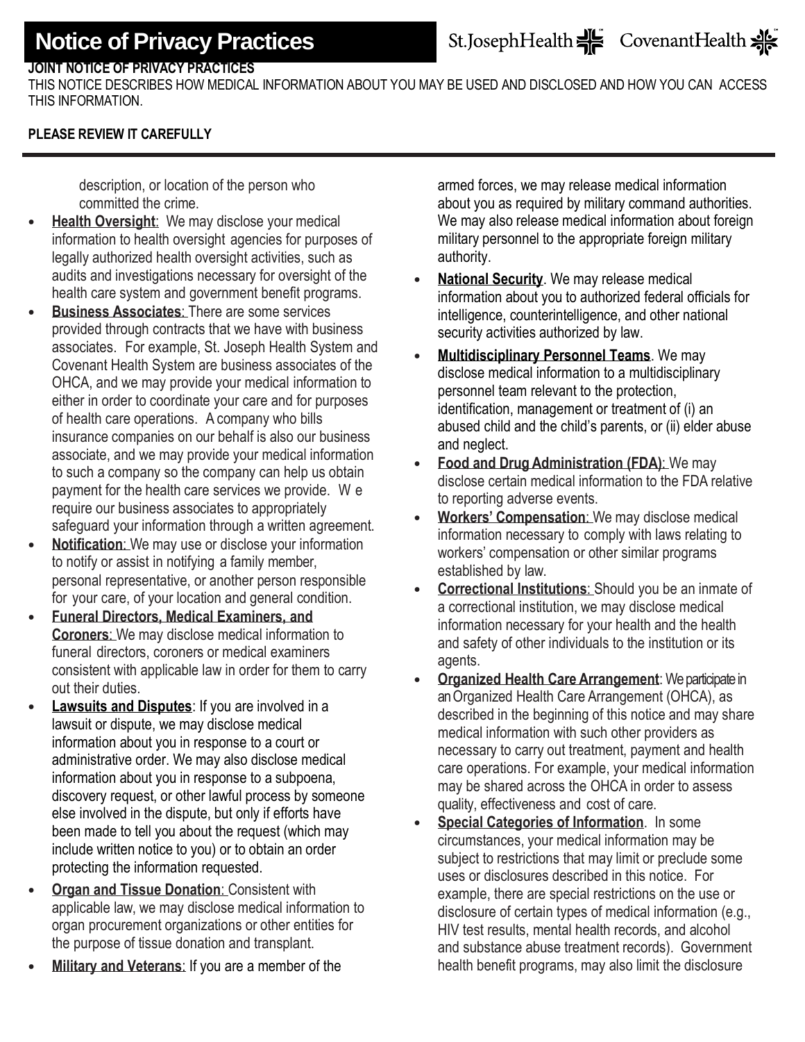description, or location of the person who committed the crime.

- **Health Oversight**: We may disclose your medical information to health oversight agencies for purposes of legally authorized health oversight activities, such as audits and investigations necessary for oversight of the health care system and government benefit programs.
- **Business Associates**: There are some services provided through contracts that we have with business associates. For example, St. Joseph Health System and Covenant Health System are business associates of the OHCA, and we may provide your medical information to either in order to coordinate your care and for purposes of health care operations. A company who bills insurance companies on our behalf is also our business associate, and we may provide your medical information to such a company so the company can help us obtain payment for the health care services we provide. W e require our business associates to appropriately safeguard your information through a written agreement.
- **Notification**: We may use or disclose your information to notify or assist in notifying a family member, personal representative, or another person responsible for your care, of your location and general condition.
- **Funeral Directors, Medical Examiners, and Coroners**: We may disclose medical information to funeral directors, coroners or medical examiners consistent with applicable law in order for them to carry out their duties.
- **Lawsuits and Disputes**: If you are involved in a lawsuit or dispute, we may disclose medical information about you in response to a court or administrative order. We may also disclose medical information about you in response to a subpoena, discovery request, or other lawful process by someone else involved in the dispute, but only if efforts have been made to tell you about the request (which may include written notice to you) or to obtain an order protecting the information requested.
- **Organ and Tissue Donation**: Consistent with applicable law, we may disclose medical information to organ procurement organizations or other entities for the purpose of tissue donation and transplant.
- **Military and Veterans**: If you are a member of the armed forces, we may release medical information about you as required by military command authorities. We may also release medical information about foreign military personnel to the appropriate foreign military authority.
- **National Security**. We may release medical information about you to authorized federal officials for intelligence, counterintelligence, and other national security activities authorized by law.
- **Multidisciplinary Personnel Teams**. We may disclose medical information to a multidisciplinary personnel team relevant to the protection, identification, management or treatment of (i) an abused child and the child's parents, or (ii) elder abuse and neglect.
- **Food and Drug Administration (FDA)**: We may disclose certain medical information to the FDA relative to reporting adverse events.
- **Workers' Compensation**: We may disclose medical information necessary to comply with laws relating to workers' compensation or other similar programs established by law.
- **Correctional Institutions**: Should you be an inmate of a correctional institution, we may disclose medical information necessary for your health and the health and safety of other individuals to the institution or its agents.
- **Organized Health Care Arrangement**: We participate in an Organized Health Care Arrangement (OHCA), as described in the beginning of this notice and may share medical information with such other providers as necessary to carry out treatment, payment and health care operations. For example, your medical information may be shared across the OHCA in order to assess quality, effectiveness and cost of care.
- **Special Categories of Information**. In some circumstances, your medical information may be subject to restrictions that may limit or preclude some uses or disclosures described in this notice. For example, there are special restrictions on the use or disclosure of certain types of medical information (e.g., HIV test results, mental health records, and alcohol and substance abuse treatment records). Government health benefit programs, may also limit the disclosure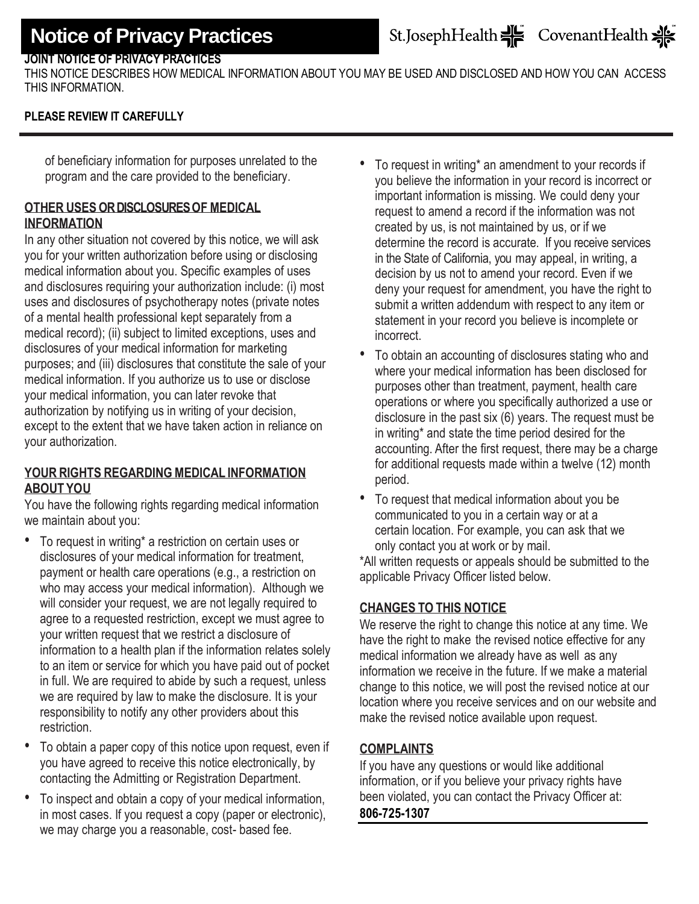of beneficiary information for purposes unrelated to the program and the care provided to the beneficiary.

**OTHER USES OR DISCLOSURES OF MEDICAL INFORMATION**

In any other situation not covered by this notice, we will ask you for your written authorization before using or disclosing medical information about you. Specific examples of uses and disclosures requiring your authorization include: (i) most uses and disclosures of psychotherapy notes (private notes of a mental health professional kept separately from a medical record); (ii) subject to limited exceptions, uses and disclosures of your medical information for marketing purposes; and (iii) disclosures that constitute the sale of your medical information. If you authorize us to use or disclose your medical information, you can later revoke that authorization by notifying us in writing of your decision, except to the extent that we have taken action in reliance on your authorization.

**YOUR RIGHTS REGARDING MEDICAL INFORMATION ABOUT YOU**

You have the following rights regarding medical information we maintain about you:

- To request in writing* a restriction on certain uses or disclosures of your medical information for treatment, payment or health care operations (e.g., a restriction on who may access your medical information). Although we will consider your request, we are not legally required to agree to a requested restriction, except we must agree to your written request that we restrict a disclosure of information to a health plan if the information relates solely to an item or service for which you have paid out of pocket in full. We are required to abide by such a request, unless we are required by law to make the disclosure. It is your responsibility to notify any other providers about this restriction.
- To obtain a paper copy of this notice upon request, even if you have agreed to receive this notice electronically, by contacting the Admitting or Registration Department.
- To inspect and obtain a copy of your medical information, in most cases. If you request a copy (paper or electronic), we may charge you a reasonable, cost- based fee.
- To request in writing* an amendment to your records if you believe the information in your record is incorrect or important information is missing. We could deny your request to amend a record if the information was not created by us, is not maintained by us, or if we determine the record is accurate. If you receive services in the State of California, you may appeal, in writing, a decision by us not to amend your record. Even if we deny your request for amendment, you have the right to submit a written addendum with respect to any item or statement in your record you believe is incomplete or incorrect.
- To obtain an accounting of disclosures stating who and where your medical information has been disclosed for purposes other than treatment, payment, health care operations or where you specifically authorized a use or disclosure in the past six (6) years. The request must be in writing* and state the time period desired for the accounting. After the first request, there may be a charge for additional requests made within a twelve (12) month period.
- To request that medical information about you be communicated to you in a certain way or at a certain location. For example, you can ask that we only contact you at work or by mail.

*All written requests or appeals should be submitted to the applicable Privacy Officer listed below.

**CHANGES TO THIS NOTICE**

We reserve the right to change this notice at any time. We have the right to make the revised notice effective for any medical information we already have as well as any information we receive in the future. If we make a material change to this notice, we will post the revised notice at our location where you receive services and on our website and make the revised notice available upon request.

**COMPLAINTS**

If you have any questions or would like additional information, or if you believe your privacy rights have been violated, you can contact the Privacy Officer at:

**806-725-1307**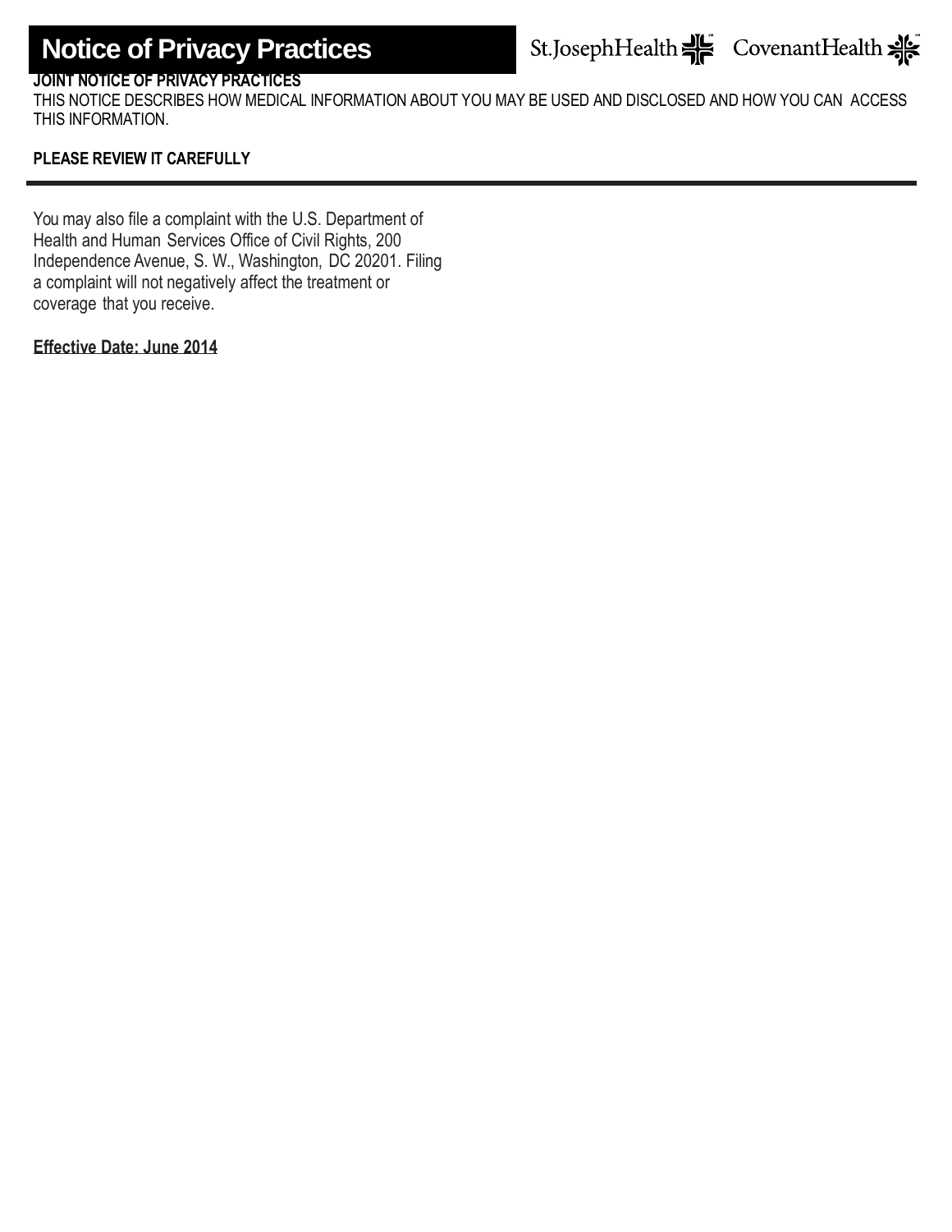# Notice of Privacy Practices

**JOINT NOTICE OF PRIVACY PRACTICES**

THIS NOTICE DESCRIBES HOW MEDICAL INFORMATION ABOUT YOU MAY BE USED AND DISCLOSED AND HOW YOU CAN ACCESS THIS INFORMATION.

**PLEASE REVIEW IT CAREFULLY**

You may also file a complaint with the U.S. Department of Health and Human Services Office of Civil Rights, 200 Independence Avenue, S. W., Washington, DC 20201. Filing a complaint will not negatively affect the treatment or coverage that you receive.

**Effective Date: June 2014**